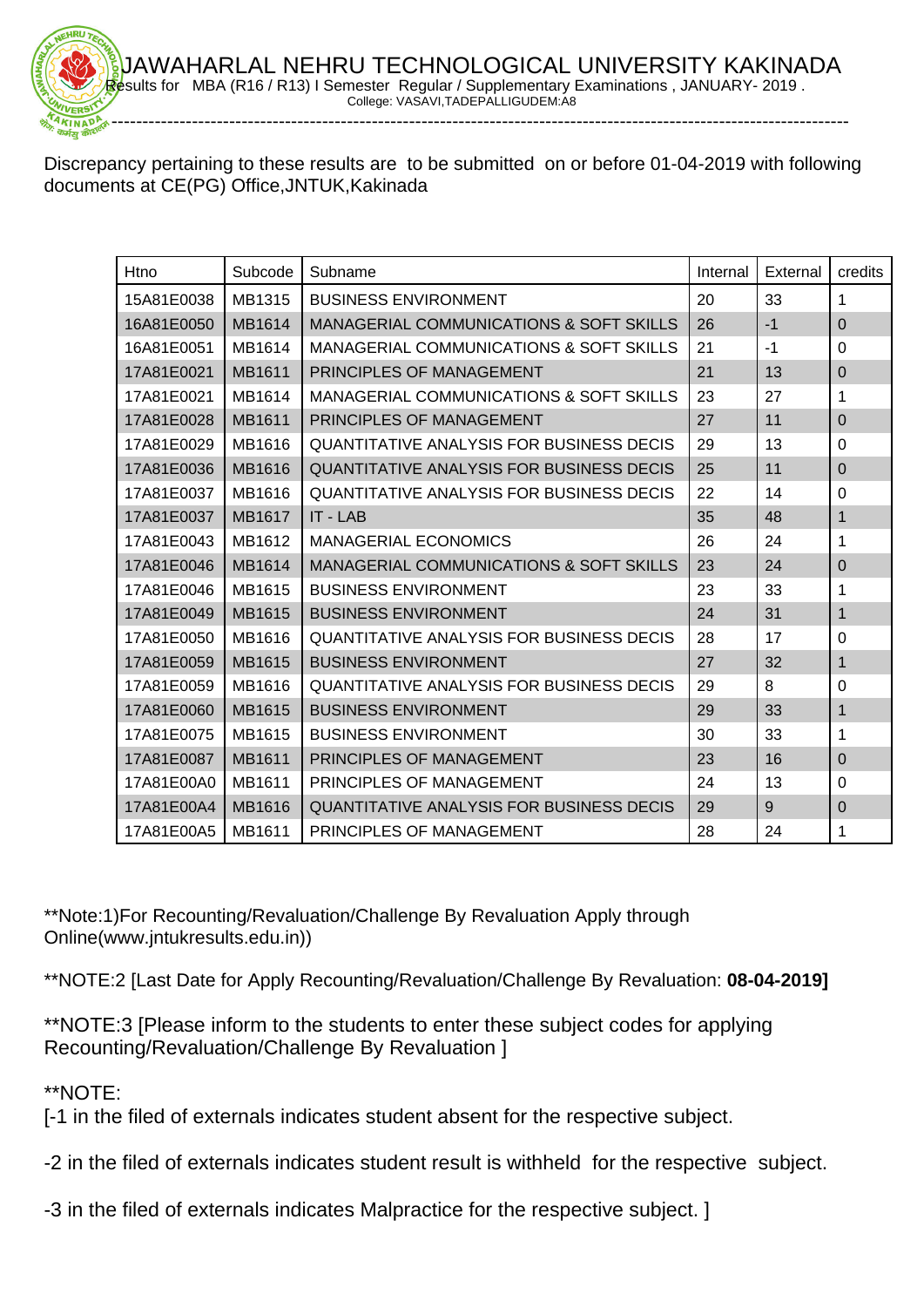# JAWAHARLAL NEHRU TECHNOLOGICAL UNIVERSITY KAKINADA

Results for MBA (R16 / R13) I Semester Regular / Supplementary Examinations , JANUARY- 2019 .

College: VASAVI,TADEPALLIGUDEM:A8

---

Discrepancy pertaining to these results are to be submitted on or before 01-04-2019 with following documents at CE(PG) Office,JNTUK,Kakinada

| Htno | Subcode | Subname | Internal | External | credits |
|---|---|---|---|---|---|
| 15A81E0038 | MB1315 | BUSINESS ENVIRONMENT | 20 | 33 | 1 |
| 16A81E0050 | MB1614 | MANAGERIAL COMMUNICATIONS & SOFT SKILLS | 26 | -1 | 0 |
| 16A81E0051 | MB1614 | MANAGERIAL COMMUNICATIONS & SOFT SKILLS | 21 | -1 | 0 |
| 17A81E0021 | MB1611 | PRINCIPLES OF MANAGEMENT | 21 | 13 | 0 |
| 17A81E0021 | MB1614 | MANAGERIAL COMMUNICATIONS & SOFT SKILLS | 23 | 27 | 1 |
| 17A81E0028 | MB1611 | PRINCIPLES OF MANAGEMENT | 27 | 11 | 0 |
| 17A81E0029 | MB1616 | QUANTITATIVE ANALYSIS FOR BUSINESS DECIS | 29 | 13 | 0 |
| 17A81E0036 | MB1616 | QUANTITATIVE ANALYSIS FOR BUSINESS DECIS | 25 | 11 | 0 |
| 17A81E0037 | MB1616 | QUANTITATIVE ANALYSIS FOR BUSINESS DECIS | 22 | 14 | 0 |
| 17A81E0037 | MB1617 | IT - LAB | 35 | 48 | 1 |
| 17A81E0043 | MB1612 | MANAGERIAL ECONOMICS | 26 | 24 | 1 |
| 17A81E0046 | MB1614 | MANAGERIAL COMMUNICATIONS & SOFT SKILLS | 23 | 24 | 0 |
| 17A81E0046 | MB1615 | BUSINESS ENVIRONMENT | 23 | 33 | 1 |
| 17A81E0049 | MB1615 | BUSINESS ENVIRONMENT | 24 | 31 | 1 |
| 17A81E0050 | MB1616 | QUANTITATIVE ANALYSIS FOR BUSINESS DECIS | 28 | 17 | 0 |
| 17A81E0059 | MB1615 | BUSINESS ENVIRONMENT | 27 | 32 | 1 |
| 17A81E0059 | MB1616 | QUANTITATIVE ANALYSIS FOR BUSINESS DECIS | 29 | 8 | 0 |
| 17A81E0060 | MB1615 | BUSINESS ENVIRONMENT | 29 | 33 | 1 |
| 17A81E0075 | MB1615 | BUSINESS ENVIRONMENT | 30 | 33 | 1 |
| 17A81E0087 | MB1611 | PRINCIPLES OF MANAGEMENT | 23 | 16 | 0 |
| 17A81E00A0 | MB1611 | PRINCIPLES OF MANAGEMENT | 24 | 13 | 0 |
| 17A81E00A4 | MB1616 | QUANTITATIVE ANALYSIS FOR BUSINESS DECIS | 29 | 9 | 0 |
| 17A81E00A5 | MB1611 | PRINCIPLES OF MANAGEMENT | 28 | 24 | 1 |

**Note:1)For Recounting/Revaluation/Challenge By Revaluation Apply through Online(www.jntukresults.edu.in))

**NOTE:2 [Last Date for Apply Recounting/Revaluation/Challenge By Revaluation: **08-04-2019]**

**NOTE:3 [Please inform to the students to enter these subject codes for applying Recounting/Revaluation/Challenge By Revaluation ]

**NOTE:

[-1 in the filed of externals indicates student absent for the respective subject.

-2 in the filed of externals indicates student result is withheld for the respective subject.

-3 in the filed of externals indicates Malpractice for the respective subject. ]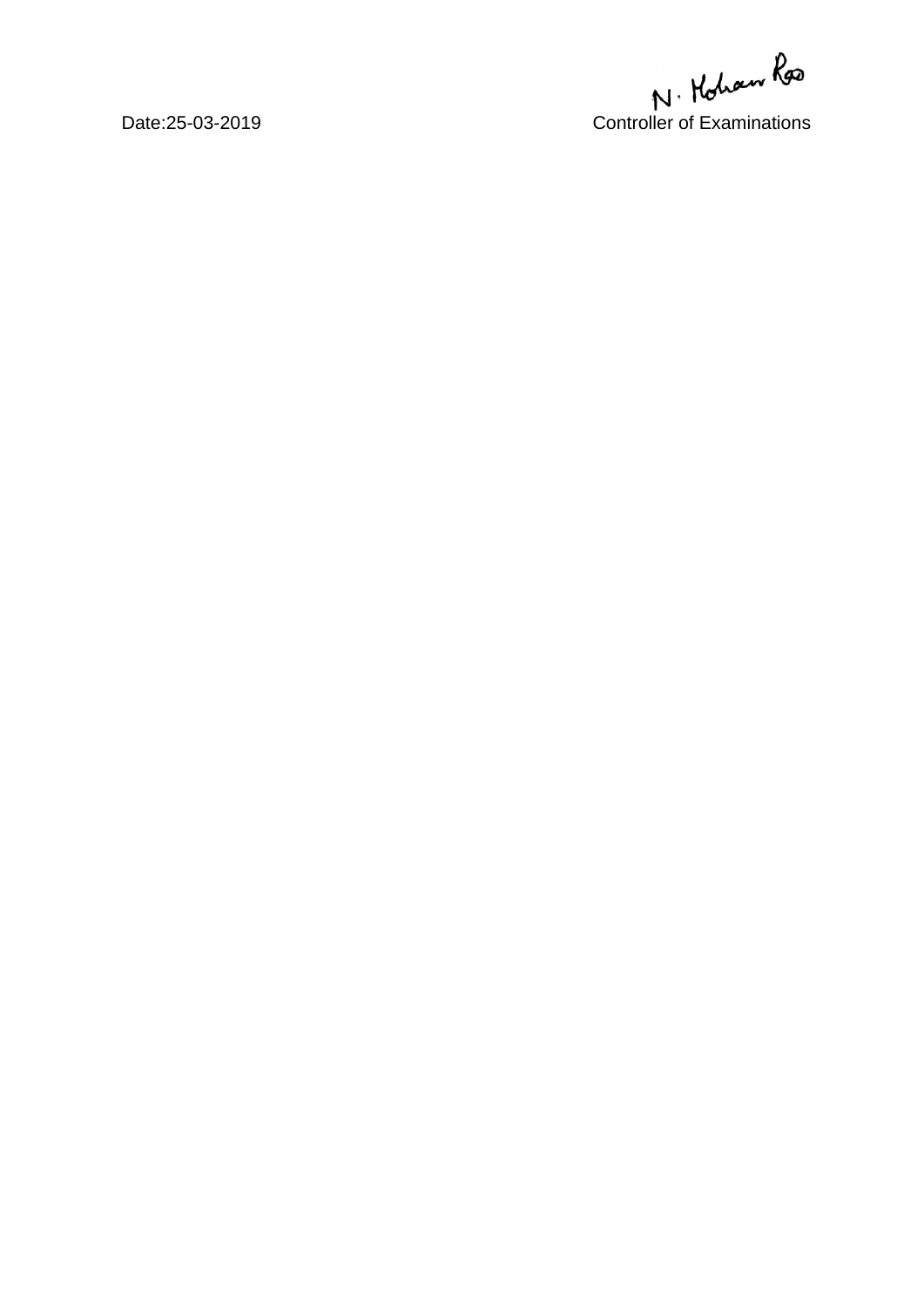N. Mohan Rao

Date:25-03-2019 Controller of Examinations